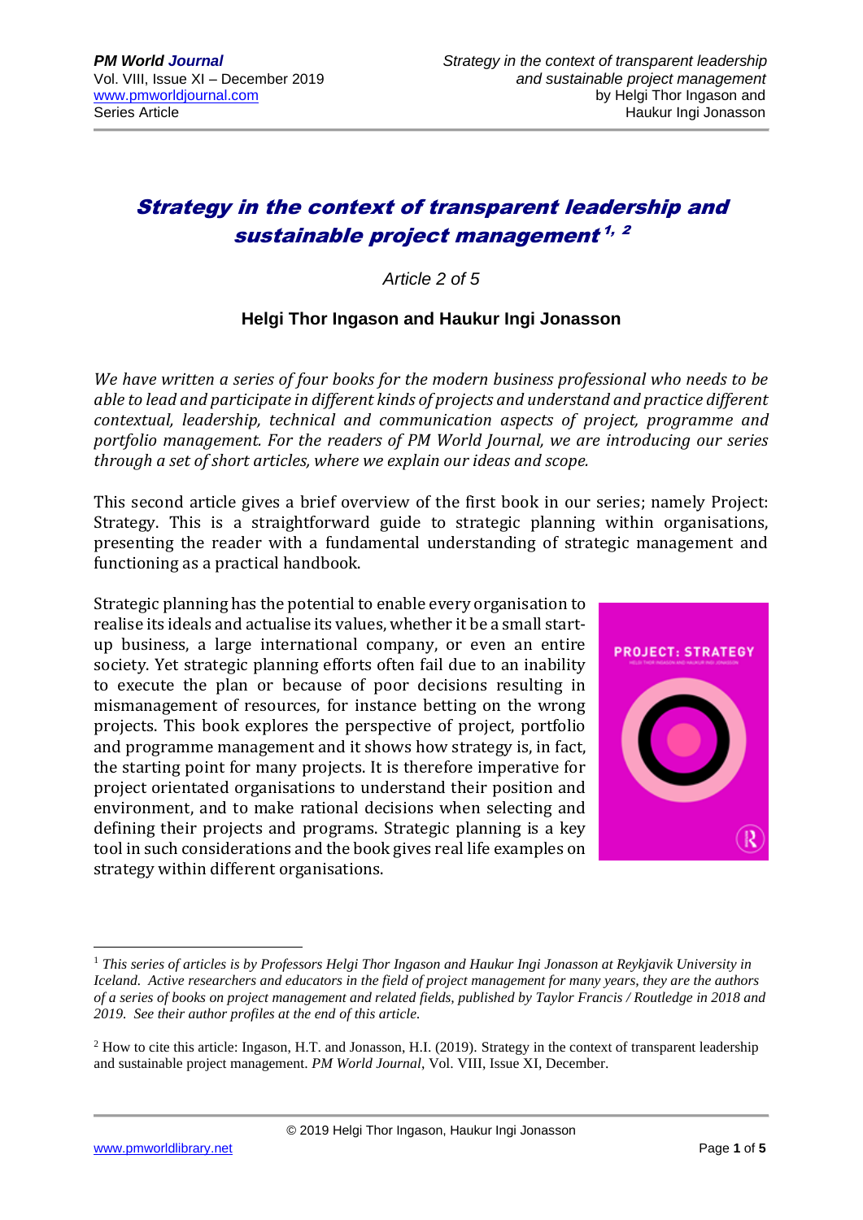# Strategy in the context of transparent leadership and sustainable project management [1, 2]

*Article 2 of 5*

**Helgi Thor Ingason and Haukur Ingi Jonasson**

*We have written a series of four books for the modern business professional who needs to be able to lead and participate in different kinds of projects and understand and practice different contextual, leadership, technical and communication aspects of project, programme and portfolio management. For the readers of PM World Journal, we are introducing our series through a set of short articles, where we explain our ideas and scope.*

This second article gives a brief overview of the first book in our series; namely Project: Strategy. This is a straightforward guide to strategic planning within organisations, presenting the reader with a fundamental understanding of strategic management and functioning as a practical handbook.

Strategic planning has the potential to enable every organisation to realise its ideals and actualise its values, whether it be a small start-up business, a large international company, or even an entire society. Yet strategic planning efforts often fail due to an inability to execute the plan or because of poor decisions resulting in mismanagement of resources, for instance betting on the wrong projects. This book explores the perspective of project, portfolio and programme management and it shows how strategy is, in fact, the starting point for many projects. It is therefore imperative for project orientated organisations to understand their position and environment, and to make rational decisions when selecting and defining their projects and programs. Strategic planning is a key tool in such considerations and the book gives real life examples on strategy within different organisations.

---

[1] *This series of articles is by Professors Helgi Thor Ingason and Haukur Ingi Jonasson at Reykjavik University in Iceland. Active researchers and educators in the field of project management for many years, they are the authors of a series of books on project management and related fields, published by Taylor Francis / Routledge in 2018 and 2019. See their author profiles at the end of this article.*

[2] How to cite this article: Ingason, H.T. and Jonasson, H.I. (2019). Strategy in the context of transparent leadership and sustainable project management. *PM World Journal*, Vol. VIII, Issue XI, December.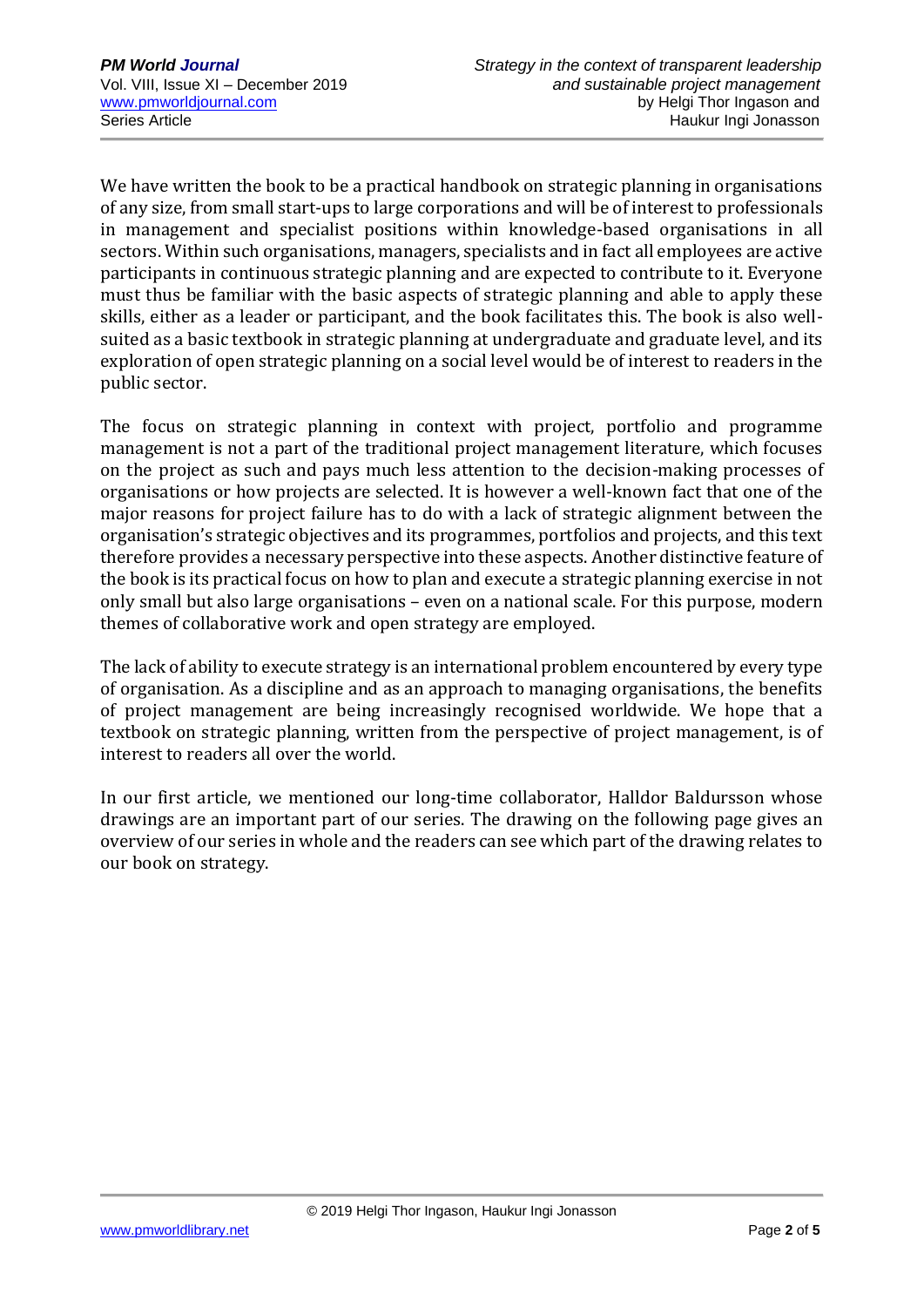We have written the book to be a practical handbook on strategic planning in organisations of any size, from small start-ups to large corporations and will be of interest to professionals in management and specialist positions within knowledge-based organisations in all sectors. Within such organisations, managers, specialists and in fact all employees are active participants in continuous strategic planning and are expected to contribute to it. Everyone must thus be familiar with the basic aspects of strategic planning and able to apply these skills, either as a leader or participant, and the book facilitates this. The book is also well-suited as a basic textbook in strategic planning at undergraduate and graduate level, and its exploration of open strategic planning on a social level would be of interest to readers in the public sector.

The focus on strategic planning in context with project, portfolio and programme management is not a part of the traditional project management literature, which focuses on the project as such and pays much less attention to the decision-making processes of organisations or how projects are selected. It is however a well-known fact that one of the major reasons for project failure has to do with a lack of strategic alignment between the organisation's strategic objectives and its programmes, portfolios and projects, and this text therefore provides a necessary perspective into these aspects. Another distinctive feature of the book is its practical focus on how to plan and execute a strategic planning exercise in not only small but also large organisations – even on a national scale. For this purpose, modern themes of collaborative work and open strategy are employed.

The lack of ability to execute strategy is an international problem encountered by every type of organisation. As a discipline and as an approach to managing organisations, the benefits of project management are being increasingly recognised worldwide. We hope that a textbook on strategic planning, written from the perspective of project management, is of interest to readers all over the world.

In our first article, we mentioned our long-time collaborator, Halldor Baldursson whose drawings are an important part of our series. The drawing on the following page gives an overview of our series in whole and the readers can see which part of the drawing relates to our book on strategy.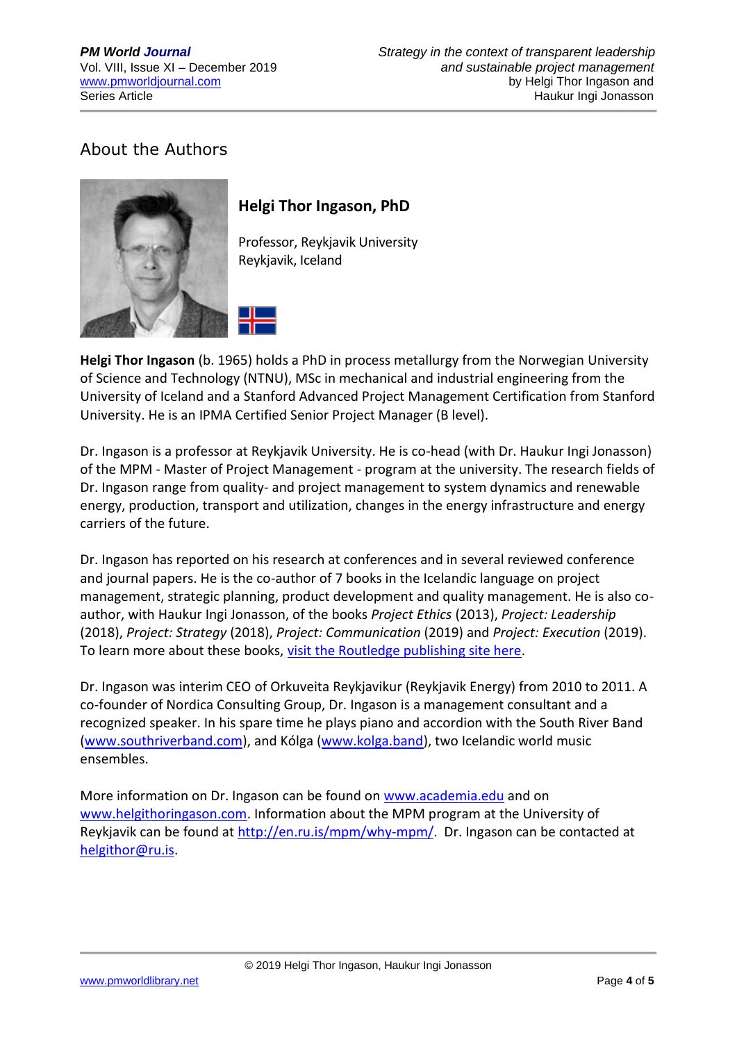## About the Authors

### Helgi Thor Ingason, PhD

Professor, Reykjavik University
Reykjavik, Iceland

**Helgi Thor Ingason** (b. 1965) holds a PhD in process metallurgy from the Norwegian University of Science and Technology (NTNU), MSc in mechanical and industrial engineering from the University of Iceland and a Stanford Advanced Project Management Certification from Stanford University. He is an IPMA Certified Senior Project Manager (B level).

Dr. Ingason is a professor at Reykjavik University. He is co-head (with Dr. Haukur Ingi Jonasson) of the MPM - Master of Project Management - program at the university. The research fields of Dr. Ingason range from quality- and project management to system dynamics and renewable energy, production, transport and utilization, changes in the energy infrastructure and energy carriers of the future.

Dr. Ingason has reported on his research at conferences and in several reviewed conference and journal papers. He is the co-author of 7 books in the Icelandic language on project management, strategic planning, product development and quality management. He is also co-author, with Haukur Ingi Jonasson, of the books *Project Ethics* (2013), *Project: Leadership* (2018), *Project: Strategy* (2018), *Project: Communication* (2019) and *Project: Execution* (2019). To learn more about these books, visit the Routledge publishing site here.

Dr. Ingason was interim CEO of Orkuveita Reykjavikur (Reykjavik Energy) from 2010 to 2011. A co-founder of Nordica Consulting Group, Dr. Ingason is a management consultant and a recognized speaker. In his spare time he plays piano and accordion with the South River Band (www.southriverband.com), and Kólga (www.kolga.band), two Icelandic world music ensembles.

More information on Dr. Ingason can be found on www.academia.edu and on www.helgithoringason.com. Information about the MPM program at the University of Reykjavik can be found at http://en.ru.is/mpm/why-mpm/. Dr. Ingason can be contacted at helgithor@ru.is.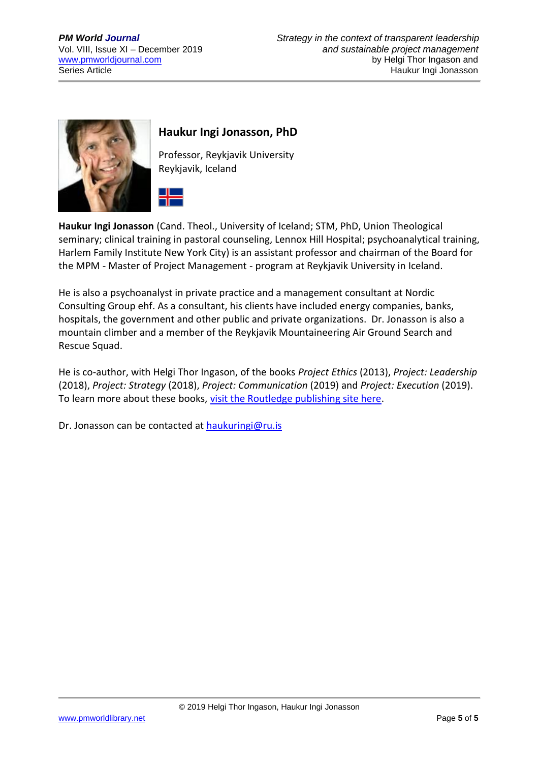## Haukur Ingi Jonasson, PhD

Professor, Reykjavik University
Reykjavik, Iceland

**Haukur Ingi Jonasson** (Cand. Theol., University of Iceland; STM, PhD, Union Theological seminary; clinical training in pastoral counseling, Lennox Hill Hospital; psychoanalytical training, Harlem Family Institute New York City) is an assistant professor and chairman of the Board for the MPM - Master of Project Management - program at Reykjavik University in Iceland.

He is also a psychoanalyst in private practice and a management consultant at Nordic Consulting Group ehf. As a consultant, his clients have included energy companies, banks, hospitals, the government and other public and private organizations. Dr. Jonasson is also a mountain climber and a member of the Reykjavik Mountaineering Air Ground Search and Rescue Squad.

He is co-author, with Helgi Thor Ingason, of the books *Project Ethics* (2013), *Project: Leadership* (2018), *Project: Strategy* (2018), *Project: Communication* (2019) and *Project: Execution* (2019). To learn more about these books, visit the Routledge publishing site here.

Dr. Jonasson can be contacted at haukuringi@ru.is